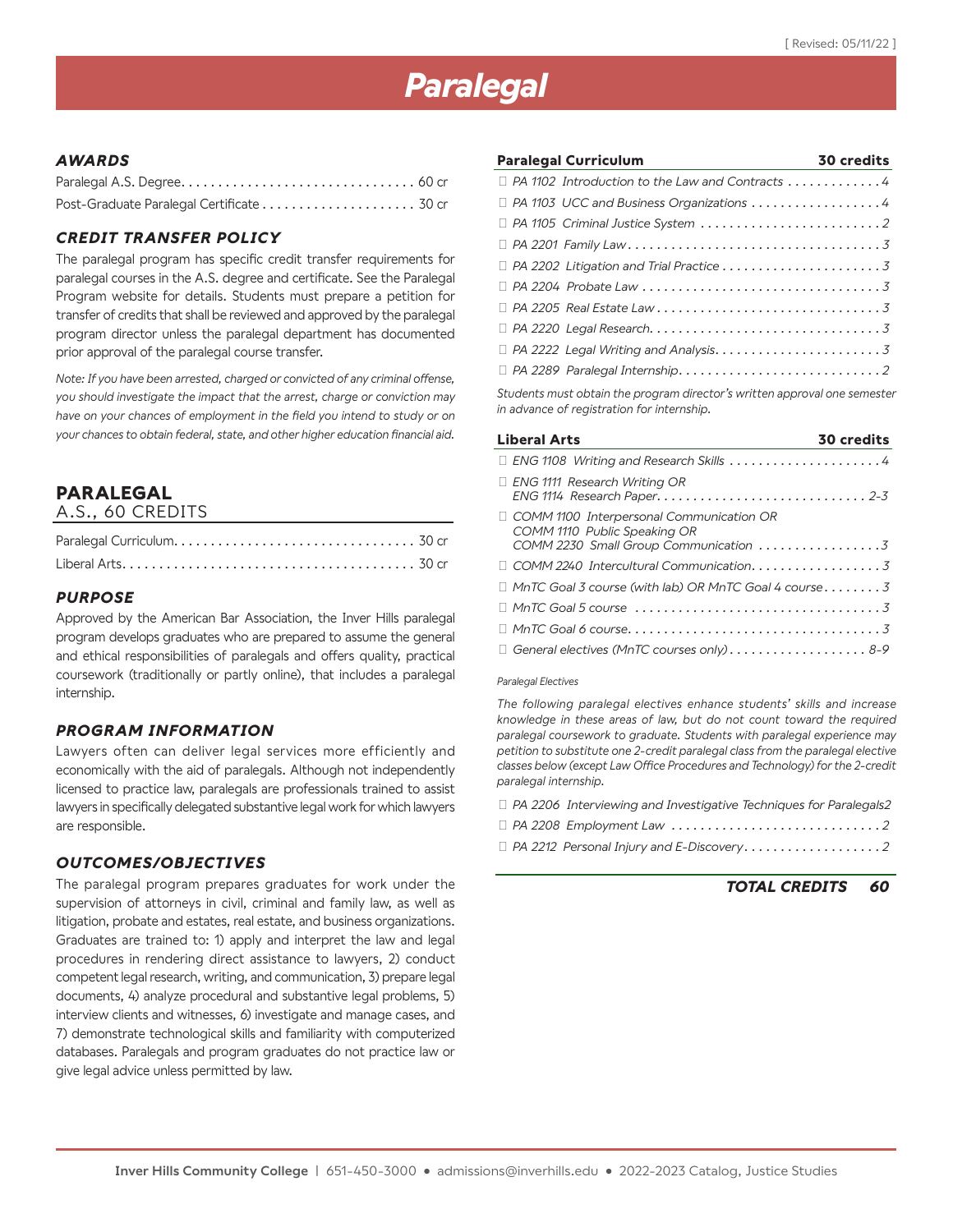# Paralegal

### AWARDS

Paralegal A.S. Degree . . . . . . . . . . . . . . . . . . . . . . . . . . . . . . . . 60 cr
Post-Graduate Paralegal Certificate . . . . . . . . . . . . . . . . . . . . . 30 cr

### CREDIT TRANSFER POLICY

The paralegal program has specific credit transfer requirements for paralegal courses in the A.S. degree and certificate. See the Paralegal Program website for details. Students must prepare a petition for transfer of credits that shall be reviewed and approved by the paralegal program director unless the paralegal department has documented prior approval of the paralegal course transfer.

*Note: If you have been arrested, charged or convicted of any criminal offense, you should investigate the impact that the arrest, charge or conviction may have on your chances of employment in the field you intend to study or on your chances to obtain federal, state, and other higher education financial aid.*

## PARALEGAL
A.S., 60 CREDITS

Paralegal Curriculum. . . . . . . . . . . . . . . . . . . . . . . . . . . . . . . . . 30 cr
Liberal Arts. . . . . . . . . . . . . . . . . . . . . . . . . . . . . . . . . . . . . . . . 30 cr

### PURPOSE

Approved by the American Bar Association, the Inver Hills paralegal program develops graduates who are prepared to assume the general and ethical responsibilities of paralegals and offers quality, practical coursework (traditionally or partly online), that includes a paralegal internship.

### PROGRAM INFORMATION

Lawyers often can deliver legal services more efficiently and economically with the aid of paralegals. Although not independently licensed to practice law, paralegals are professionals trained to assist lawyers in specifically delegated substantive legal work for which lawyers are responsible.

### OUTCOMES/OBJECTIVES

The paralegal program prepares graduates for work under the supervision of attorneys in civil, criminal and family law, as well as litigation, probate and estates, real estate, and business organizations. Graduates are trained to: 1) apply and interpret the law and legal procedures in rendering direct assistance to lawyers, 2) conduct competent legal research, writing, and communication, 3) prepare legal documents, 4) analyze procedural and substantive legal problems, 5) interview clients and witnesses, 6) investigate and manage cases, and 7) demonstrate technological skills and familiarity with computerized databases. Paralegals and program graduates do not practice law or give legal advice unless permitted by law.

### Paralegal Curriculum — 30 credits

- ☐ *PA 1102 Introduction to the Law and Contracts . . . . . . . . . . . . . 4*
- ☐ *PA 1103 UCC and Business Organizations . . . . . . . . . . . . . . . . . . 4*
- ☐ *PA 1105 Criminal Justice System . . . . . . . . . . . . . . . . . . . . . . . . . 2*
- ☐ *PA 2201 Family Law. . . . . . . . . . . . . . . . . . . . . . . . . . . . . . . . . . . 3*
- ☐ *PA 2202 Litigation and Trial Practice . . . . . . . . . . . . . . . . . . . . . . 3*
- ☐ *PA 2204 Probate Law . . . . . . . . . . . . . . . . . . . . . . . . . . . . . . . . . 3*
- ☐ *PA 2205 Real Estate Law . . . . . . . . . . . . . . . . . . . . . . . . . . . . . . . 3*
- ☐ *PA 2220 Legal Research. . . . . . . . . . . . . . . . . . . . . . . . . . . . . . . . 3*
- ☐ *PA 2222 Legal Writing and Analysis. . . . . . . . . . . . . . . . . . . . . . . 3*
- ☐ *PA 2289 Paralegal Internship. . . . . . . . . . . . . . . . . . . . . . . . . . . . 2*

*Students must obtain the program director's written approval one semester in advance of registration for internship.*

### Liberal Arts — 30 credits

- ☐ *ENG 1108 Writing and Research Skills . . . . . . . . . . . . . . . . . . . . . 4*
- ☐ *ENG 1111 Research Writing OR*
  *ENG 1114 Research Paper. . . . . . . . . . . . . . . . . . . . . . . . . . . . . 2-3*
- ☐ *COMM 1100 Interpersonal Communication OR*
  *COMM 1110 Public Speaking OR*
  *COMM 2230 Small Group Communication . . . . . . . . . . . . . . . . . 3*
- ☐ *COMM 2240 Intercultural Communication. . . . . . . . . . . . . . . . . . 3*
- ☐ *MnTC Goal 3 course (with lab) OR MnTC Goal 4 course . . . . . . . . 3*
- ☐ *MnTC Goal 5 course . . . . . . . . . . . . . . . . . . . . . . . . . . . . . . . . . 3*
- ☐ *MnTC Goal 6 course. . . . . . . . . . . . . . . . . . . . . . . . . . . . . . . . . . 3*
- ☐ *General electives (MnTC courses only) . . . . . . . . . . . . . . . . . . . 8-9*

*Paralegal Electives*

*The following paralegal electives enhance students' skills and increase knowledge in these areas of law, but do not count toward the required paralegal coursework to graduate. Students with paralegal experience may petition to substitute one 2-credit paralegal class from the paralegal elective classes below (except Law Office Procedures and Technology) for the 2-credit paralegal internship.*

- ☐ *PA 2206 Interviewing and Investigative Techniques for Paralegals2*
- ☐ *PA 2208 Employment Law . . . . . . . . . . . . . . . . . . . . . . . . . . . . . 2*
- ☐ *PA 2212 Personal Injury and E-Discovery. . . . . . . . . . . . . . . . . . . 2*

***TOTAL CREDITS 60***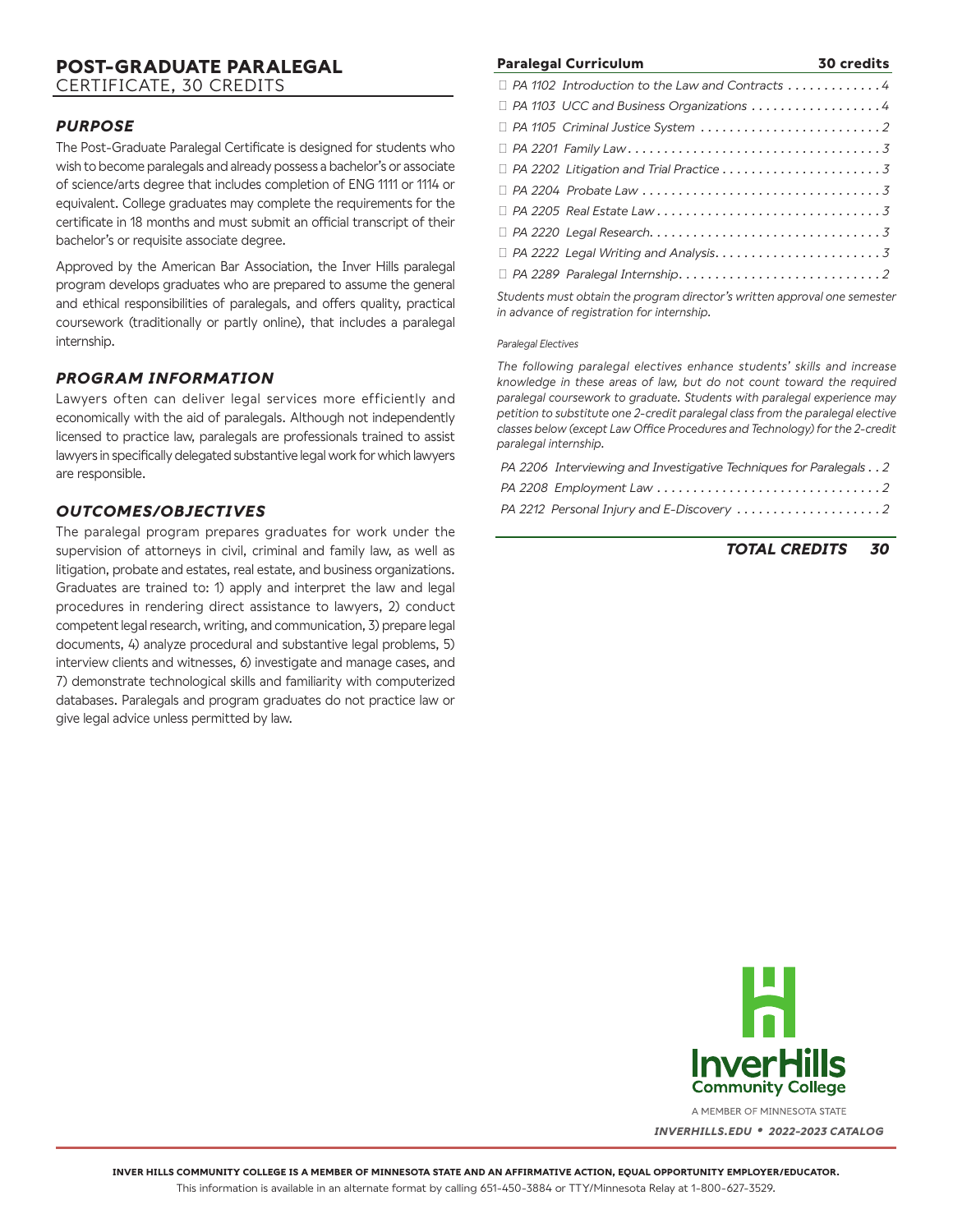# POST-GRADUATE PARALEGAL

CERTIFICATE, 30 CREDITS

## PURPOSE

The Post-Graduate Paralegal Certificate is designed for students who wish to become paralegals and already possess a bachelor's or associate of science/arts degree that includes completion of ENG 1111 or 1114 or equivalent. College graduates may complete the requirements for the certificate in 18 months and must submit an official transcript of their bachelor's or requisite associate degree.

Approved by the American Bar Association, the Inver Hills paralegal program develops graduates who are prepared to assume the general and ethical responsibilities of paralegals, and offers quality, practical coursework (traditionally or partly online), that includes a paralegal internship.

## PROGRAM INFORMATION

Lawyers often can deliver legal services more efficiently and economically with the aid of paralegals. Although not independently licensed to practice law, paralegals are professionals trained to assist lawyers in specifically delegated substantive legal work for which lawyers are responsible.

## OUTCOMES/OBJECTIVES

The paralegal program prepares graduates for work under the supervision of attorneys in civil, criminal and family law, as well as litigation, probate and estates, real estate, and business organizations. Graduates are trained to: 1) apply and interpret the law and legal procedures in rendering direct assistance to lawyers, 2) conduct competent legal research, writing, and communication, 3) prepare legal documents, 4) analyze procedural and substantive legal problems, 5) interview clients and witnesses, 6) investigate and manage cases, and 7) demonstrate technological skills and familiarity with computerized databases. Paralegals and program graduates do not practice law or give legal advice unless permitted by law.

### Paralegal Curriculum — 30 credits

| Course | Credits |
|---|---|
| ☐ *PA 1102 Introduction to the Law and Contracts* | 4 |
| ☐ *PA 1103 UCC and Business Organizations* | 4 |
| ☐ *PA 1105 Criminal Justice System* | 2 |
| ☐ *PA 2201 Family Law* | 3 |
| ☐ *PA 2202 Litigation and Trial Practice* | 3 |
| ☐ *PA 2204 Probate Law* | 3 |
| ☐ *PA 2205 Real Estate Law* | 3 |
| ☐ *PA 2220 Legal Research* | 3 |
| ☐ *PA 2222 Legal Writing and Analysis* | 3 |
| ☐ *PA 2289 Paralegal Internship* | 2 |

*Students must obtain the program director's written approval one semester in advance of registration for internship.*

*Paralegal Electives*

*The following paralegal electives enhance students' skills and increase knowledge in these areas of law, but do not count toward the required paralegal coursework to graduate. Students with paralegal experience may petition to substitute one 2-credit paralegal class from the paralegal elective classes below (except Law Office Procedures and Technology) for the 2-credit paralegal internship.*

| Course | Credits |
|---|---|
| *PA 2206 Interviewing and Investigative Techniques for Paralegals* | 2 |
| *PA 2208 Employment Law* | 2 |
| *PA 2212 Personal Injury and E-Discovery* | 2 |

***TOTAL CREDITS 30***

InverHills Community College

A MEMBER OF MINNESOTA STATE

*INVERHILLS.EDU • 2022-2023 CATALOG*

**INVER HILLS COMMUNITY COLLEGE IS A MEMBER OF MINNESOTA STATE AND AN AFFIRMATIVE ACTION, EQUAL OPPORTUNITY EMPLOYER/EDUCATOR.**

This information is available in an alternate format by calling 651-450-3884 or TTY/Minnesota Relay at 1-800-627-3529.